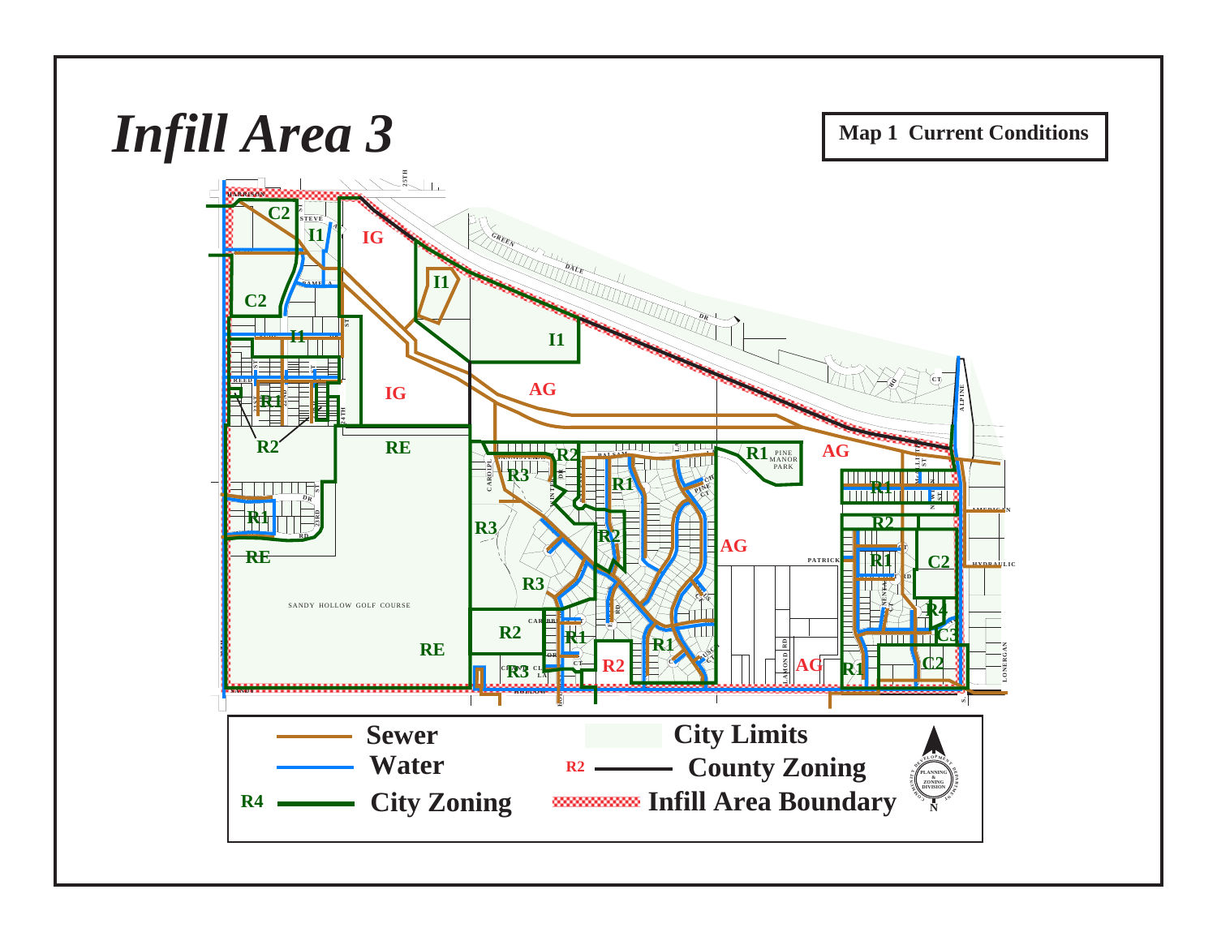# *Infill Area 3*

**Map 1 Current Conditions**

**Legend**

- Sewer
- Water
- R4 — City Zoning
- City Limits
- R2 — County Zoning
- Infill Area Boundary

PLANNING & ZONING DIVISION — COMMUNITY DEVELOPMENT DEPARTMENT

N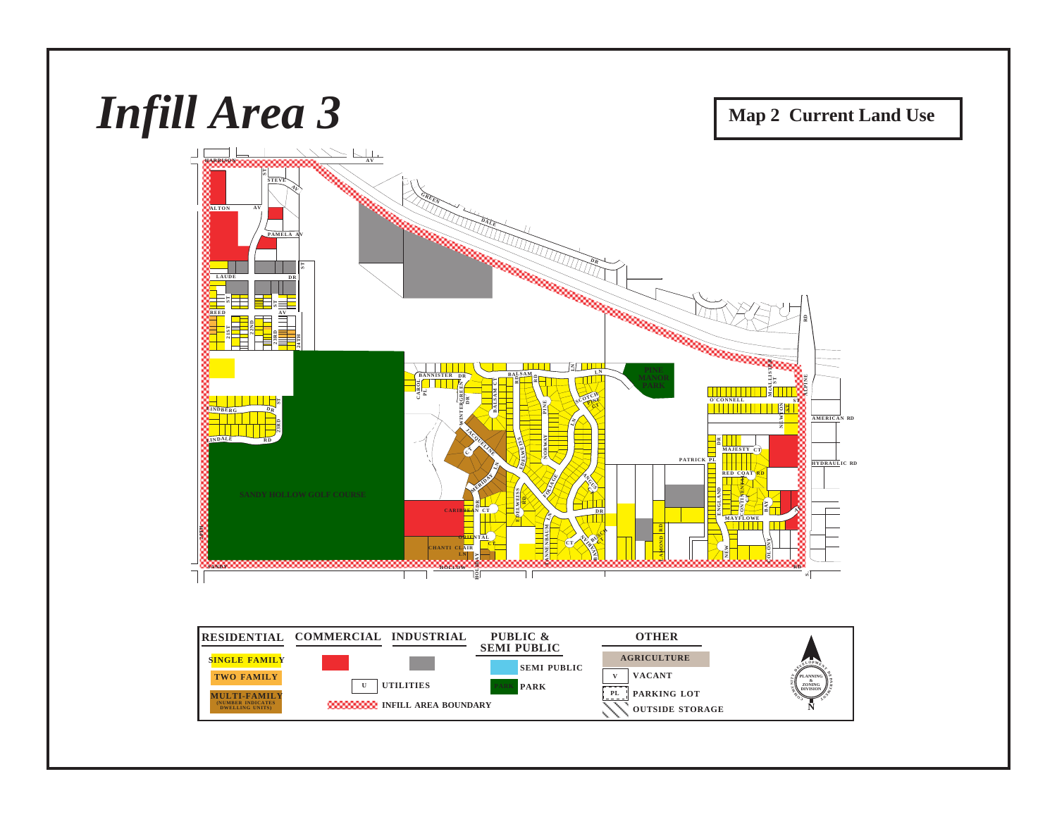# Infill Area 3

**Map 2 Current Land Use**

HARRISON AV, STEVE AV, ALTON AV, PAMELA AV, LAUDE DR, REED AV, 21ST ST, 22ND ST, 23RD ST, 24TH ST, GREEN DALE DR, LINDBERG DR, LINDALE RD, SANDY HOLLOW GOLF COURSE, BANNISTER DR, CAROL PL, WINTERGREEN DR, BALSAM CT, BALSAM RD, PINE LN, SCOTCH PINE CT, NORWAY LN, EDELWEISS RD, JACQUELINE CT, MERIDAY LN, FOLIAGE, CARIBBEAN CT, ORIENTAL CT, CHANTI CLAIR LN, TANNENBAUM LN, EVERGREEN DR, PINE MANOR PARK, PATRICK PL, O'CONNELL ST, MCALLISTER ST, ALPINE, NEWTON ST, AMERICAN RD, HYDRAULIC RD, MAJESTY CT, RED COAT RD, ENGLAND DR, CONTINENTAL, BAY, MAYFLOWER, COLONY, NEW, DIAMOND RD, SANDY HOLLOW RD, 20TH

| RESIDENTIAL | COMMERCIAL | INDUSTRIAL | PUBLIC & SEMI PUBLIC | OTHER |
| --- | --- | --- | --- | --- |
| SINGLE FAMILY | | | SEMI PUBLIC | AGRICULTURE |
| TWO FAMILY | U UTILITIES | | PARK | V VACANT |
| MULTI-FAMILY (NUMBER INDICATES DWELLING UNITS) | INFILL AREA BOUNDARY | | | PL PARKING LOT |
| | | | | OUTSIDE STORAGE |

COMMUNITY DEVELOPMENT DEPARTMENT — PLANNING & ZONING DIVISION

N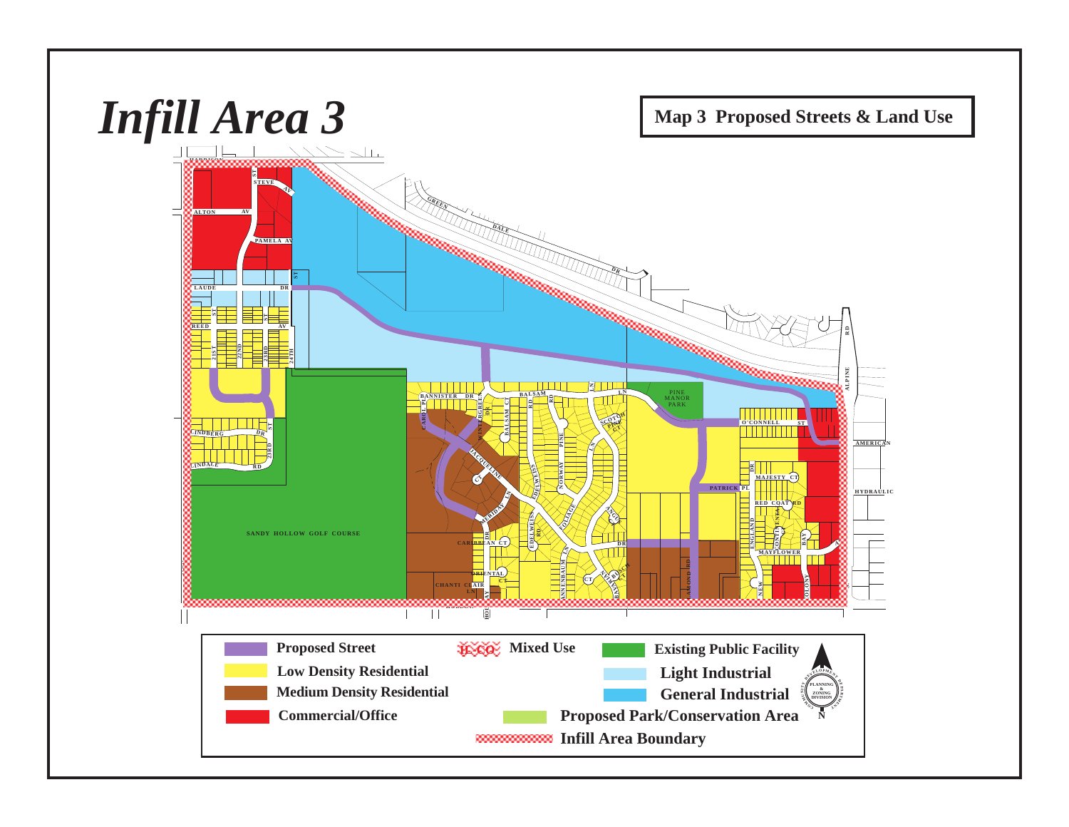# Infill Area 3

**Map 3 Proposed Streets & Land Use**

**Proposed Street**

**Low Density Residential**

**Medium Density Residential**

**Commercial/Office**

**Mixed Use**

**Existing Public Facility**

**Light Industrial**

**General Industrial**

**Proposed Park/Conservation Area**

**Infill Area Boundary**

N

COMMUNITY DEVELOPMENT DEPARTMENT
PLANNING & ZONING DIVISION